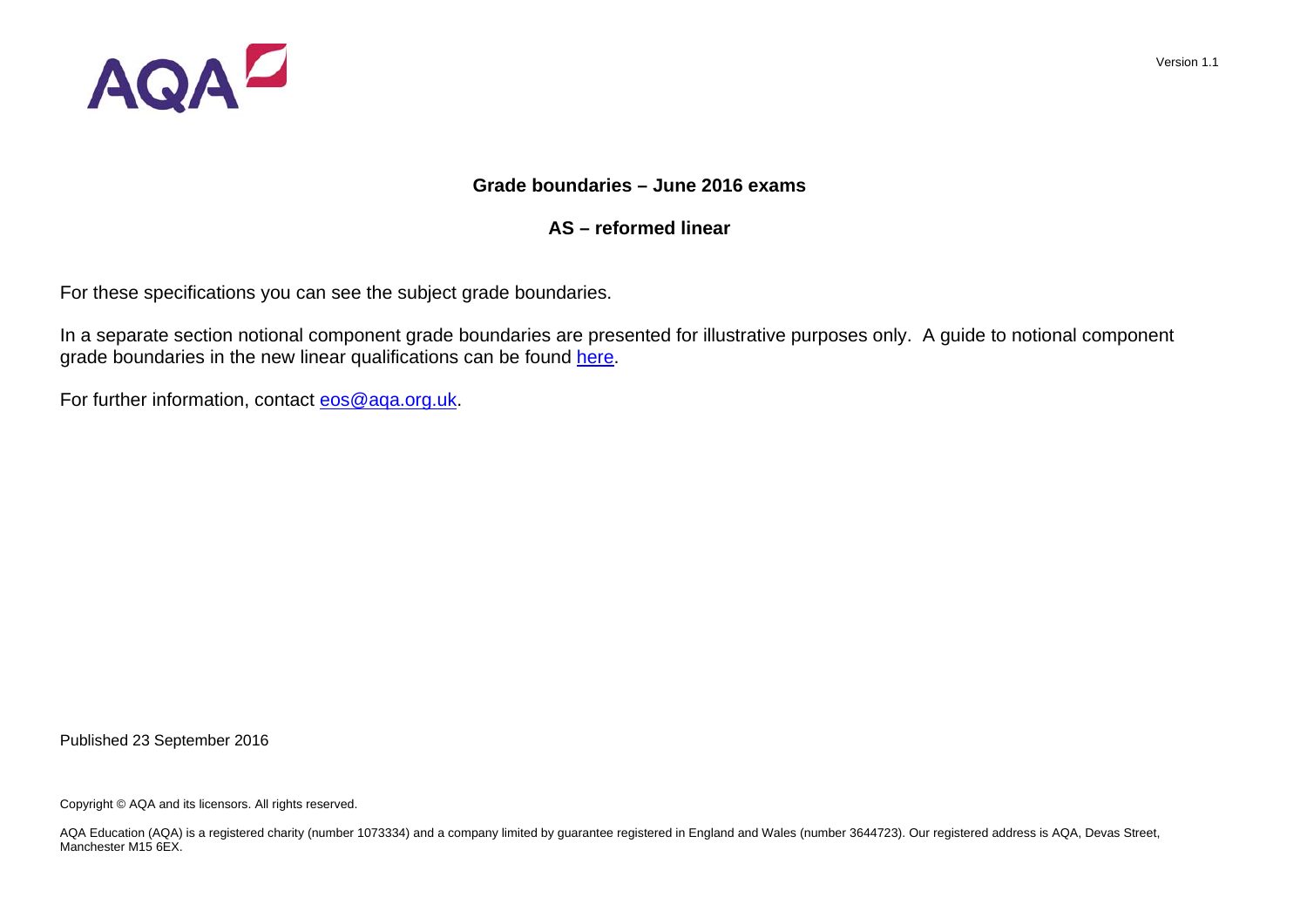Version 1.1

## Grade boundaries – June 2016 exams

## AS – reformed linear

For these specifications you can see the subject grade boundaries.

In a separate section notional component grade boundaries are presented for illustrative purposes only. A guide to notional component grade boundaries in the new linear qualifications can be found [here](here).

For further information, contact [eos@aqa.org.uk](mailto:eos@aqa.org.uk).

Published 23 September 2016

Copyright © AQA and its licensors. All rights reserved.

AQA Education (AQA) is a registered charity (number 1073334) and a company limited by guarantee registered in England and Wales (number 3644723). Our registered address is AQA, Devas Street, Manchester M15 6EX.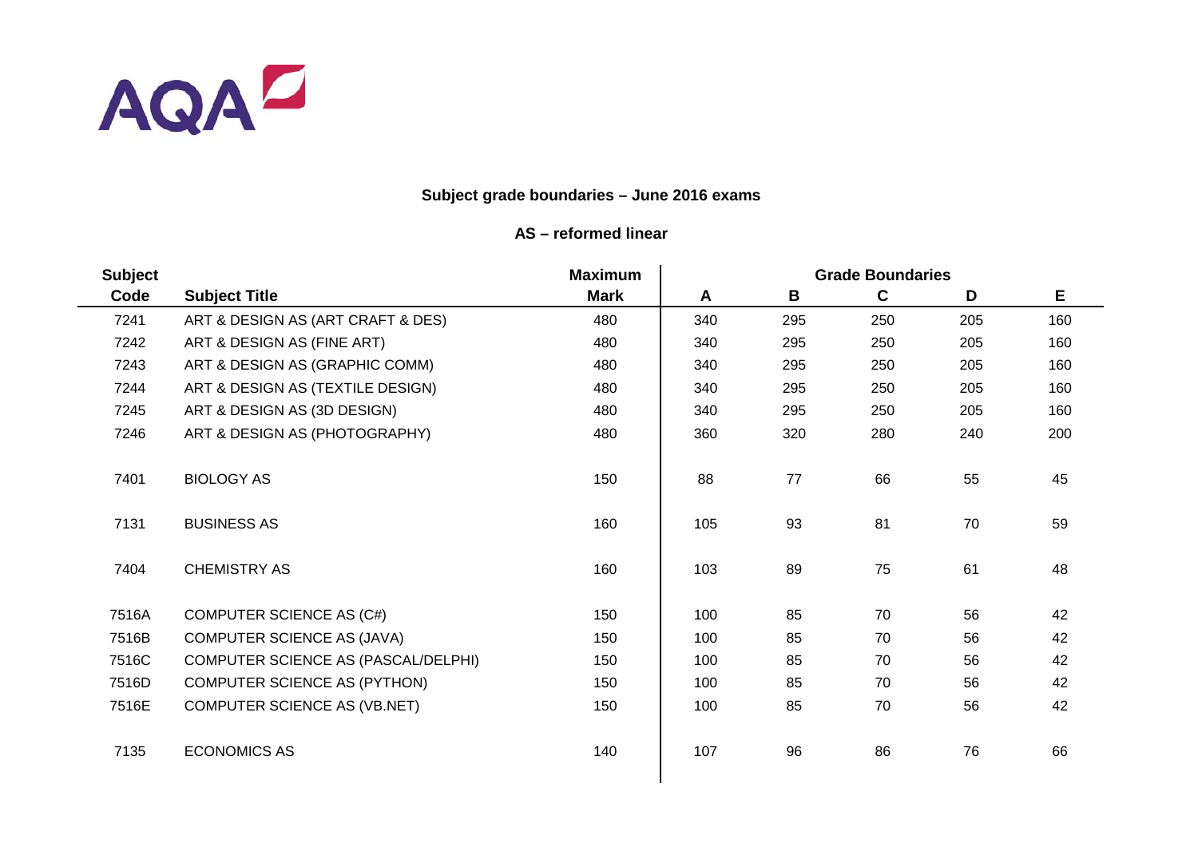## Subject grade boundaries – June 2016 exams

### AS – reformed linear

| Subject Code | Subject Title | Maximum Mark | Grade Boundaries A | B | C | D | E |
|---|---|---|---|---|---|---|---|
| 7241 | ART & DESIGN AS (ART CRAFT & DES) | 480 | 340 | 295 | 250 | 205 | 160 |
| 7242 | ART & DESIGN AS (FINE ART) | 480 | 340 | 295 | 250 | 205 | 160 |
| 7243 | ART & DESIGN AS (GRAPHIC COMM) | 480 | 340 | 295 | 250 | 205 | 160 |
| 7244 | ART & DESIGN AS (TEXTILE DESIGN) | 480 | 340 | 295 | 250 | 205 | 160 |
| 7245 | ART & DESIGN AS (3D DESIGN) | 480 | 340 | 295 | 250 | 205 | 160 |
| 7246 | ART & DESIGN AS (PHOTOGRAPHY) | 480 | 360 | 320 | 280 | 240 | 200 |
| 7401 | BIOLOGY AS | 150 | 88 | 77 | 66 | 55 | 45 |
| 7131 | BUSINESS AS | 160 | 105 | 93 | 81 | 70 | 59 |
| 7404 | CHEMISTRY AS | 160 | 103 | 89 | 75 | 61 | 48 |
| 7516A | COMPUTER SCIENCE AS (C#) | 150 | 100 | 85 | 70 | 56 | 42 |
| 7516B | COMPUTER SCIENCE AS (JAVA) | 150 | 100 | 85 | 70 | 56 | 42 |
| 7516C | COMPUTER SCIENCE AS (PASCAL/DELPHI) | 150 | 100 | 85 | 70 | 56 | 42 |
| 7516D | COMPUTER SCIENCE AS (PYTHON) | 150 | 100 | 85 | 70 | 56 | 42 |
| 7516E | COMPUTER SCIENCE AS (VB.NET) | 150 | 100 | 85 | 70 | 56 | 42 |
| 7135 | ECONOMICS AS | 140 | 107 | 96 | 86 | 76 | 66 |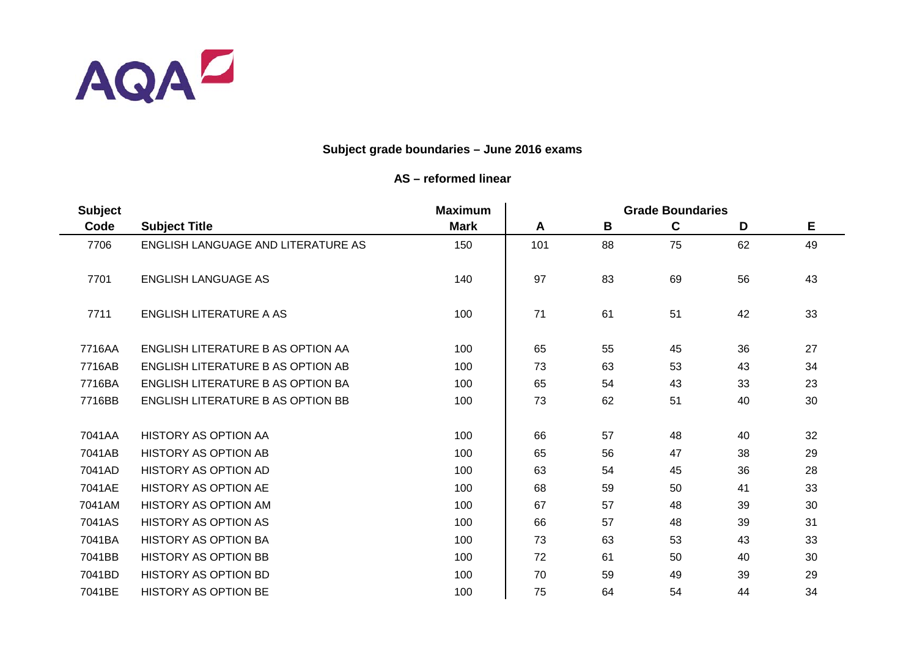## Subject grade boundaries – June 2016 exams

### AS – reformed linear

| Subject Code | Subject Title | Maximum Mark | Grade Boundaries A | B | C | D | E |
|---|---|---|---|---|---|---|---|
| 7706 | ENGLISH LANGUAGE AND LITERATURE AS | 150 | 101 | 88 | 75 | 62 | 49 |
| 7701 | ENGLISH LANGUAGE AS | 140 | 97 | 83 | 69 | 56 | 43 |
| 7711 | ENGLISH LITERATURE A AS | 100 | 71 | 61 | 51 | 42 | 33 |
| 7716AA | ENGLISH LITERATURE B AS OPTION AA | 100 | 65 | 55 | 45 | 36 | 27 |
| 7716AB | ENGLISH LITERATURE B AS OPTION AB | 100 | 73 | 63 | 53 | 43 | 34 |
| 7716BA | ENGLISH LITERATURE B AS OPTION BA | 100 | 65 | 54 | 43 | 33 | 23 |
| 7716BB | ENGLISH LITERATURE B AS OPTION BB | 100 | 73 | 62 | 51 | 40 | 30 |
| 7041AA | HISTORY AS OPTION AA | 100 | 66 | 57 | 48 | 40 | 32 |
| 7041AB | HISTORY AS OPTION AB | 100 | 65 | 56 | 47 | 38 | 29 |
| 7041AD | HISTORY AS OPTION AD | 100 | 63 | 54 | 45 | 36 | 28 |
| 7041AE | HISTORY AS OPTION AE | 100 | 68 | 59 | 50 | 41 | 33 |
| 7041AM | HISTORY AS OPTION AM | 100 | 67 | 57 | 48 | 39 | 30 |
| 7041AS | HISTORY AS OPTION AS | 100 | 66 | 57 | 48 | 39 | 31 |
| 7041BA | HISTORY AS OPTION BA | 100 | 73 | 63 | 53 | 43 | 33 |
| 7041BB | HISTORY AS OPTION BB | 100 | 72 | 61 | 50 | 40 | 30 |
| 7041BD | HISTORY AS OPTION BD | 100 | 70 | 59 | 49 | 39 | 29 |
| 7041BE | HISTORY AS OPTION BE | 100 | 75 | 64 | 54 | 44 | 34 |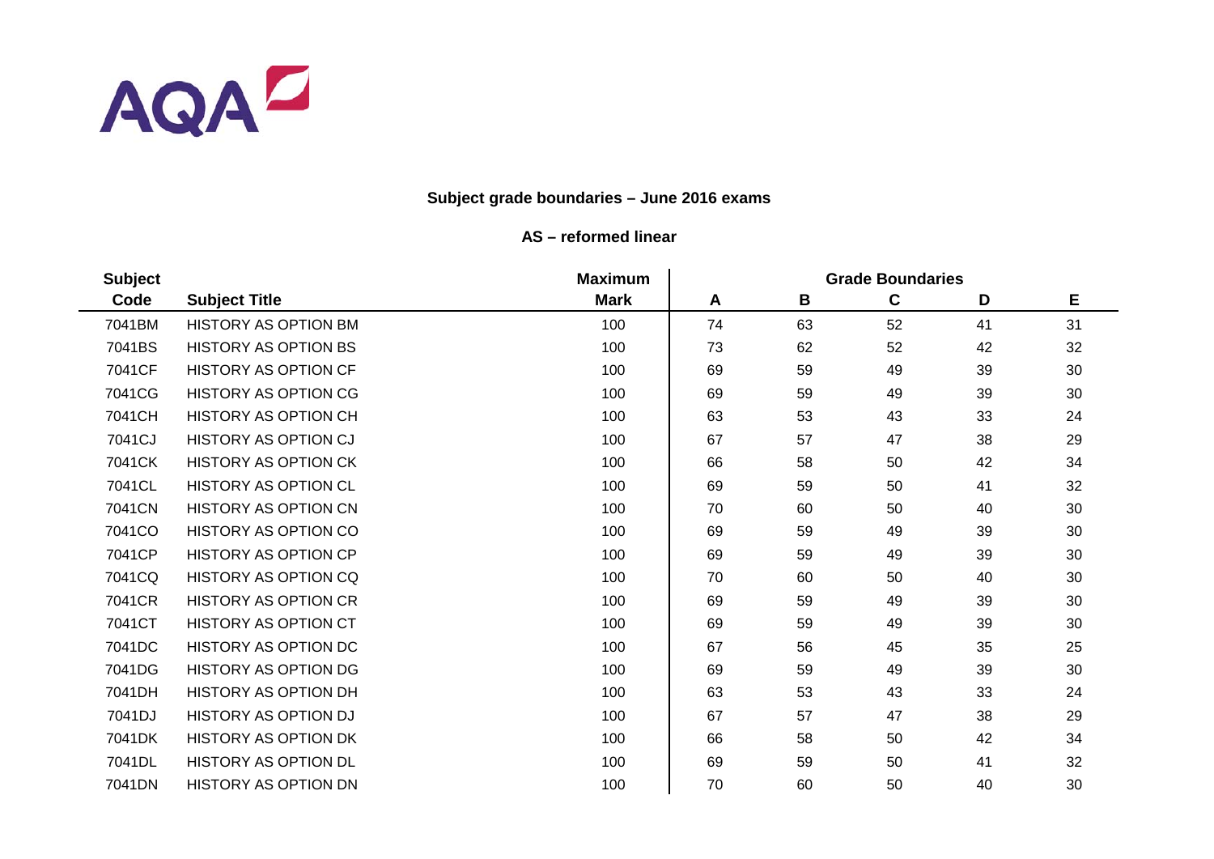AQA

## Subject grade boundaries – June 2016 exams

### AS – reformed linear

| Subject Code | Subject Title | Maximum Mark | Grade Boundaries A | B | C | D | E |
|---|---|---|---|---|---|---|---|
| 7041BM | HISTORY AS OPTION BM | 100 | 74 | 63 | 52 | 41 | 31 |
| 7041BS | HISTORY AS OPTION BS | 100 | 73 | 62 | 52 | 42 | 32 |
| 7041CF | HISTORY AS OPTION CF | 100 | 69 | 59 | 49 | 39 | 30 |
| 7041CG | HISTORY AS OPTION CG | 100 | 69 | 59 | 49 | 39 | 30 |
| 7041CH | HISTORY AS OPTION CH | 100 | 63 | 53 | 43 | 33 | 24 |
| 7041CJ | HISTORY AS OPTION CJ | 100 | 67 | 57 | 47 | 38 | 29 |
| 7041CK | HISTORY AS OPTION CK | 100 | 66 | 58 | 50 | 42 | 34 |
| 7041CL | HISTORY AS OPTION CL | 100 | 69 | 59 | 50 | 41 | 32 |
| 7041CN | HISTORY AS OPTION CN | 100 | 70 | 60 | 50 | 40 | 30 |
| 7041CO | HISTORY AS OPTION CO | 100 | 69 | 59 | 49 | 39 | 30 |
| 7041CP | HISTORY AS OPTION CP | 100 | 69 | 59 | 49 | 39 | 30 |
| 7041CQ | HISTORY AS OPTION CQ | 100 | 70 | 60 | 50 | 40 | 30 |
| 7041CR | HISTORY AS OPTION CR | 100 | 69 | 59 | 49 | 39 | 30 |
| 7041CT | HISTORY AS OPTION CT | 100 | 69 | 59 | 49 | 39 | 30 |
| 7041DC | HISTORY AS OPTION DC | 100 | 67 | 56 | 45 | 35 | 25 |
| 7041DG | HISTORY AS OPTION DG | 100 | 69 | 59 | 49 | 39 | 30 |
| 7041DH | HISTORY AS OPTION DH | 100 | 63 | 53 | 43 | 33 | 24 |
| 7041DJ | HISTORY AS OPTION DJ | 100 | 67 | 57 | 47 | 38 | 29 |
| 7041DK | HISTORY AS OPTION DK | 100 | 66 | 58 | 50 | 42 | 34 |
| 7041DL | HISTORY AS OPTION DL | 100 | 69 | 59 | 50 | 41 | 32 |
| 7041DN | HISTORY AS OPTION DN | 100 | 70 | 60 | 50 | 40 | 30 |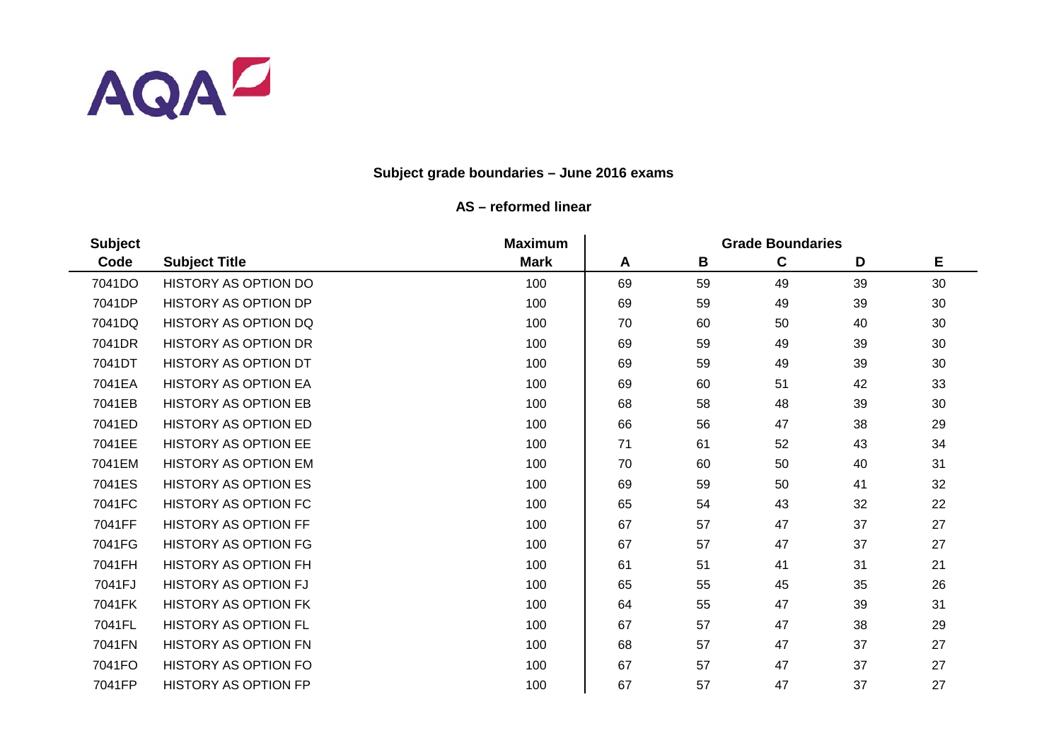## Subject grade boundaries – June 2016 exams

### AS – reformed linear

| Subject Code | Subject Title | Maximum Mark | A | B | C | D | E |
|---|---|---|---|---|---|---|---|
| 7041DO | HISTORY AS OPTION DO | 100 | 69 | 59 | 49 | 39 | 30 |
| 7041DP | HISTORY AS OPTION DP | 100 | 69 | 59 | 49 | 39 | 30 |
| 7041DQ | HISTORY AS OPTION DQ | 100 | 70 | 60 | 50 | 40 | 30 |
| 7041DR | HISTORY AS OPTION DR | 100 | 69 | 59 | 49 | 39 | 30 |
| 7041DT | HISTORY AS OPTION DT | 100 | 69 | 59 | 49 | 39 | 30 |
| 7041EA | HISTORY AS OPTION EA | 100 | 69 | 60 | 51 | 42 | 33 |
| 7041EB | HISTORY AS OPTION EB | 100 | 68 | 58 | 48 | 39 | 30 |
| 7041ED | HISTORY AS OPTION ED | 100 | 66 | 56 | 47 | 38 | 29 |
| 7041EE | HISTORY AS OPTION EE | 100 | 71 | 61 | 52 | 43 | 34 |
| 7041EM | HISTORY AS OPTION EM | 100 | 70 | 60 | 50 | 40 | 31 |
| 7041ES | HISTORY AS OPTION ES | 100 | 69 | 59 | 50 | 41 | 32 |
| 7041FC | HISTORY AS OPTION FC | 100 | 65 | 54 | 43 | 32 | 22 |
| 7041FF | HISTORY AS OPTION FF | 100 | 67 | 57 | 47 | 37 | 27 |
| 7041FG | HISTORY AS OPTION FG | 100 | 67 | 57 | 47 | 37 | 27 |
| 7041FH | HISTORY AS OPTION FH | 100 | 61 | 51 | 41 | 31 | 21 |
| 7041FJ | HISTORY AS OPTION FJ | 100 | 65 | 55 | 45 | 35 | 26 |
| 7041FK | HISTORY AS OPTION FK | 100 | 64 | 55 | 47 | 39 | 31 |
| 7041FL | HISTORY AS OPTION FL | 100 | 67 | 57 | 47 | 38 | 29 |
| 7041FN | HISTORY AS OPTION FN | 100 | 68 | 57 | 47 | 37 | 27 |
| 7041FO | HISTORY AS OPTION FO | 100 | 67 | 57 | 47 | 37 | 27 |
| 7041FP | HISTORY AS OPTION FP | 100 | 67 | 57 | 47 | 37 | 27 |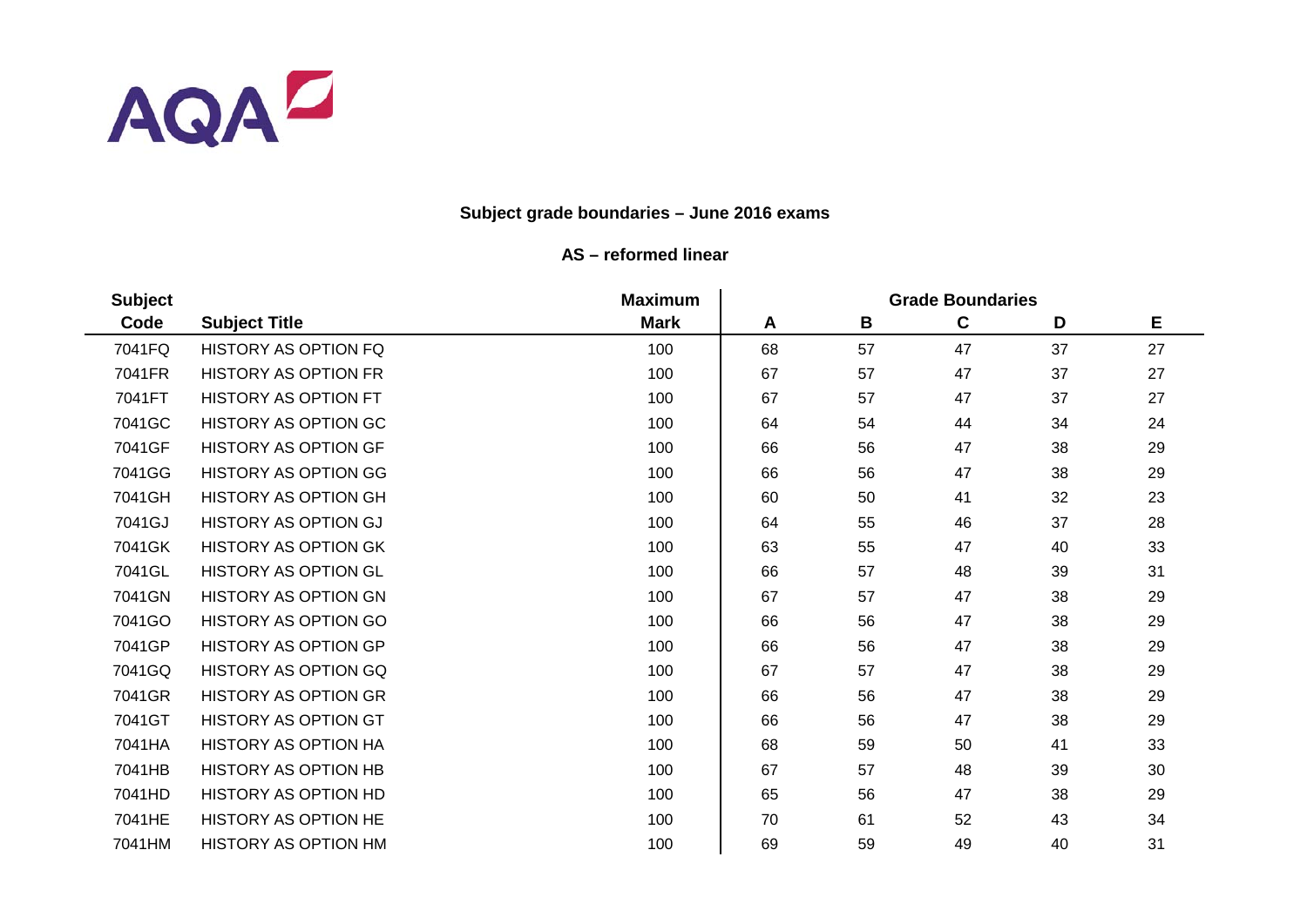**Subject grade boundaries – June 2016 exams**

**AS – reformed linear**

| Subject Code | Subject Title | Maximum Mark | Grade Boundaries A | B | C | D | E |
|---|---|---|---|---|---|---|---|
| 7041FQ | HISTORY AS OPTION FQ | 100 | 68 | 57 | 47 | 37 | 27 |
| 7041FR | HISTORY AS OPTION FR | 100 | 67 | 57 | 47 | 37 | 27 |
| 7041FT | HISTORY AS OPTION FT | 100 | 67 | 57 | 47 | 37 | 27 |
| 7041GC | HISTORY AS OPTION GC | 100 | 64 | 54 | 44 | 34 | 24 |
| 7041GF | HISTORY AS OPTION GF | 100 | 66 | 56 | 47 | 38 | 29 |
| 7041GG | HISTORY AS OPTION GG | 100 | 66 | 56 | 47 | 38 | 29 |
| 7041GH | HISTORY AS OPTION GH | 100 | 60 | 50 | 41 | 32 | 23 |
| 7041GJ | HISTORY AS OPTION GJ | 100 | 64 | 55 | 46 | 37 | 28 |
| 7041GK | HISTORY AS OPTION GK | 100 | 63 | 55 | 47 | 40 | 33 |
| 7041GL | HISTORY AS OPTION GL | 100 | 66 | 57 | 48 | 39 | 31 |
| 7041GN | HISTORY AS OPTION GN | 100 | 67 | 57 | 47 | 38 | 29 |
| 7041GO | HISTORY AS OPTION GO | 100 | 66 | 56 | 47 | 38 | 29 |
| 7041GP | HISTORY AS OPTION GP | 100 | 66 | 56 | 47 | 38 | 29 |
| 7041GQ | HISTORY AS OPTION GQ | 100 | 67 | 57 | 47 | 38 | 29 |
| 7041GR | HISTORY AS OPTION GR | 100 | 66 | 56 | 47 | 38 | 29 |
| 7041GT | HISTORY AS OPTION GT | 100 | 66 | 56 | 47 | 38 | 29 |
| 7041HA | HISTORY AS OPTION HA | 100 | 68 | 59 | 50 | 41 | 33 |
| 7041HB | HISTORY AS OPTION HB | 100 | 67 | 57 | 48 | 39 | 30 |
| 7041HD | HISTORY AS OPTION HD | 100 | 65 | 56 | 47 | 38 | 29 |
| 7041HE | HISTORY AS OPTION HE | 100 | 70 | 61 | 52 | 43 | 34 |
| 7041HM | HISTORY AS OPTION HM | 100 | 69 | 59 | 49 | 40 | 31 |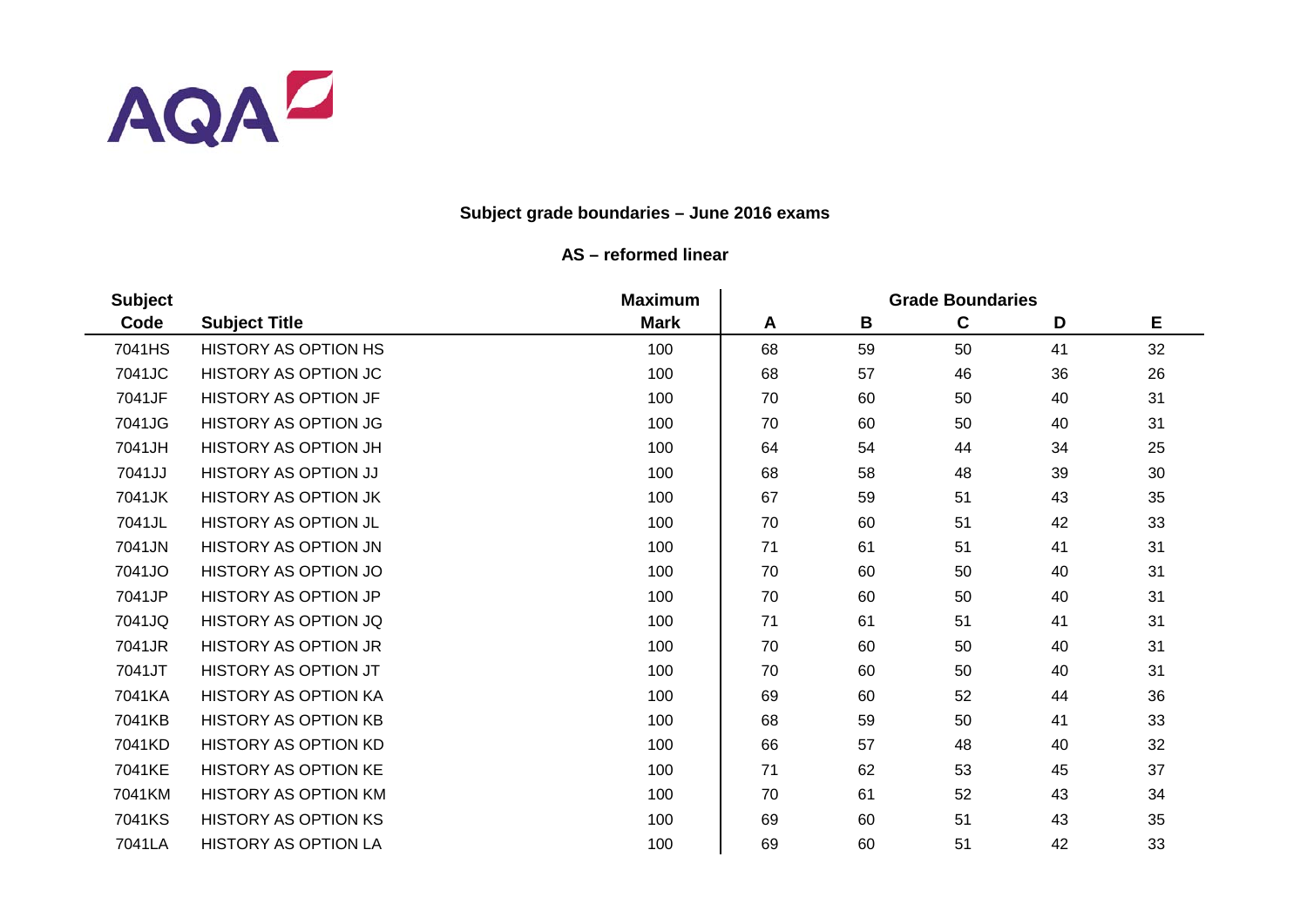AQA

## Subject grade boundaries – June 2016 exams

### AS – reformed linear

| Subject Code | Subject Title | Maximum Mark | Grade Boundaries A | B | C | D | E |
|---|---|---|---|---|---|---|---|
| 7041HS | HISTORY AS OPTION HS | 100 | 68 | 59 | 50 | 41 | 32 |
| 7041JC | HISTORY AS OPTION JC | 100 | 68 | 57 | 46 | 36 | 26 |
| 7041JF | HISTORY AS OPTION JF | 100 | 70 | 60 | 50 | 40 | 31 |
| 7041JG | HISTORY AS OPTION JG | 100 | 70 | 60 | 50 | 40 | 31 |
| 7041JH | HISTORY AS OPTION JH | 100 | 64 | 54 | 44 | 34 | 25 |
| 7041JJ | HISTORY AS OPTION JJ | 100 | 68 | 58 | 48 | 39 | 30 |
| 7041JK | HISTORY AS OPTION JK | 100 | 67 | 59 | 51 | 43 | 35 |
| 7041JL | HISTORY AS OPTION JL | 100 | 70 | 60 | 51 | 42 | 33 |
| 7041JN | HISTORY AS OPTION JN | 100 | 71 | 61 | 51 | 41 | 31 |
| 7041JO | HISTORY AS OPTION JO | 100 | 70 | 60 | 50 | 40 | 31 |
| 7041JP | HISTORY AS OPTION JP | 100 | 70 | 60 | 50 | 40 | 31 |
| 7041JQ | HISTORY AS OPTION JQ | 100 | 71 | 61 | 51 | 41 | 31 |
| 7041JR | HISTORY AS OPTION JR | 100 | 70 | 60 | 50 | 40 | 31 |
| 7041JT | HISTORY AS OPTION JT | 100 | 70 | 60 | 50 | 40 | 31 |
| 7041KA | HISTORY AS OPTION KA | 100 | 69 | 60 | 52 | 44 | 36 |
| 7041KB | HISTORY AS OPTION KB | 100 | 68 | 59 | 50 | 41 | 33 |
| 7041KD | HISTORY AS OPTION KD | 100 | 66 | 57 | 48 | 40 | 32 |
| 7041KE | HISTORY AS OPTION KE | 100 | 71 | 62 | 53 | 45 | 37 |
| 7041KM | HISTORY AS OPTION KM | 100 | 70 | 61 | 52 | 43 | 34 |
| 7041KS | HISTORY AS OPTION KS | 100 | 69 | 60 | 51 | 43 | 35 |
| 7041LA | HISTORY AS OPTION LA | 100 | 69 | 60 | 51 | 42 | 33 |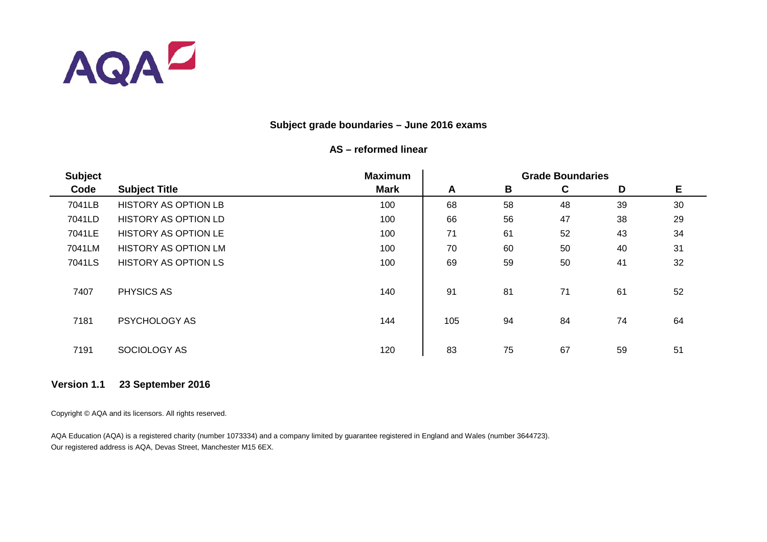## Subject grade boundaries – June 2016 exams

### AS – reformed linear

| Subject Code | Subject Title | Maximum Mark | A | B | C | D | E |
|---|---|---|---|---|---|---|---|
| 7041LB | HISTORY AS OPTION LB | 100 | 68 | 58 | 48 | 39 | 30 |
| 7041LD | HISTORY AS OPTION LD | 100 | 66 | 56 | 47 | 38 | 29 |
| 7041LE | HISTORY AS OPTION LE | 100 | 71 | 61 | 52 | 43 | 34 |
| 7041LM | HISTORY AS OPTION LM | 100 | 70 | 60 | 50 | 40 | 31 |
| 7041LS | HISTORY AS OPTION LS | 100 | 69 | 59 | 50 | 41 | 32 |
| 7407 | PHYSICS AS | 140 | 91 | 81 | 71 | 61 | 52 |
| 7181 | PSYCHOLOGY AS | 144 | 105 | 94 | 84 | 74 | 64 |
| 7191 | SOCIOLOGY AS | 120 | 83 | 75 | 67 | 59 | 51 |

**Version 1.1 23 September 2016**

Copyright © AQA and its licensors. All rights reserved.

AQA Education (AQA) is a registered charity (number 1073334) and a company limited by guarantee registered in England and Wales (number 3644723).
Our registered address is AQA, Devas Street, Manchester M15 6EX.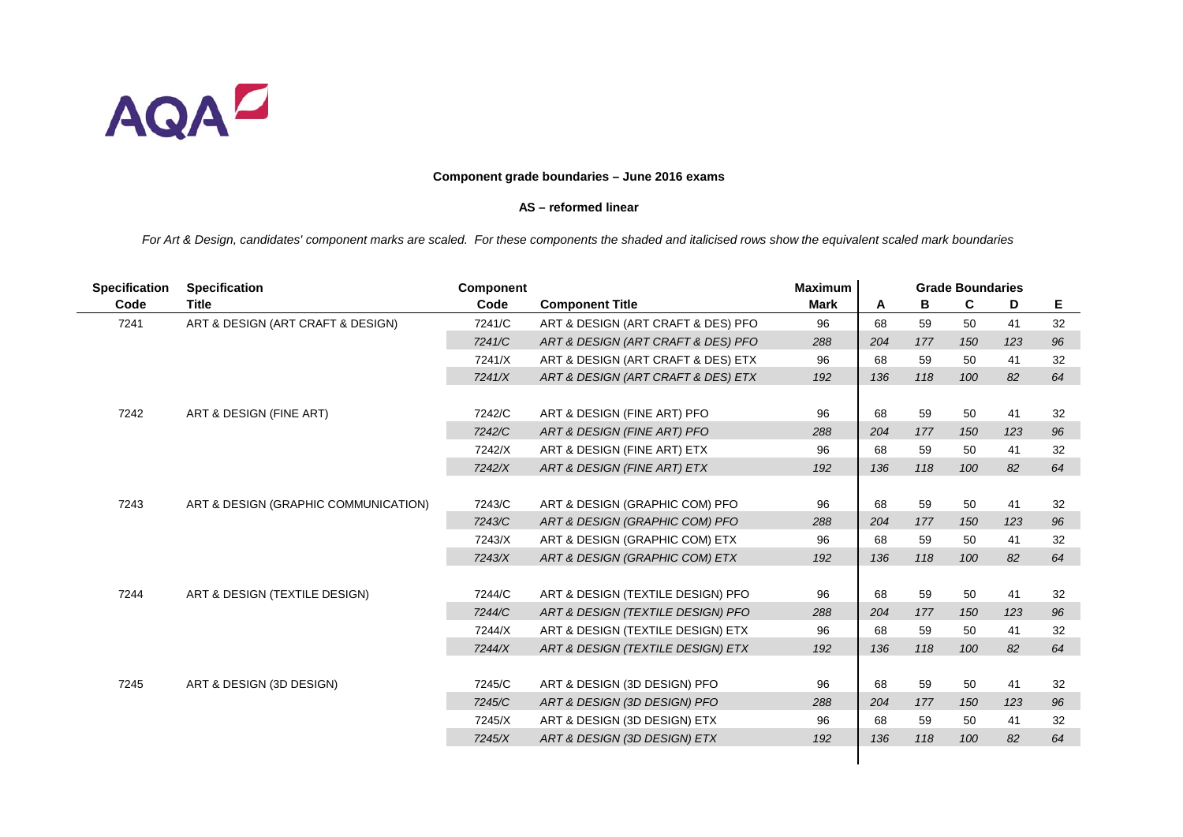AQA

**Component grade boundaries – June 2016 exams**

**AS – reformed linear**

*For Art & Design, candidates' component marks are scaled. For these components the shaded and italicised rows show the equivalent scaled mark boundaries*

| Specification Code | Specification Title | Component Code | Component Title | Maximum Mark | A | B | C | D | E |
|---|---|---|---|---|---|---|---|---|---|
| 7241 | ART & DESIGN (ART CRAFT & DESIGN) | 7241/C | ART & DESIGN (ART CRAFT & DES) PFO | 96 | 68 | 59 | 50 | 41 | 32 |
| | | *7241/C* | *ART & DESIGN (ART CRAFT & DES) PFO* | *288* | *204* | *177* | *150* | *123* | *96* |
| | | 7241/X | ART & DESIGN (ART CRAFT & DES) ETX | 96 | 68 | 59 | 50 | 41 | 32 |
| | | *7241/X* | *ART & DESIGN (ART CRAFT & DES) ETX* | *192* | *136* | *118* | *100* | *82* | *64* |
| 7242 | ART & DESIGN (FINE ART) | 7242/C | ART & DESIGN (FINE ART) PFO | 96 | 68 | 59 | 50 | 41 | 32 |
| | | *7242/C* | *ART & DESIGN (FINE ART) PFO* | *288* | *204* | *177* | *150* | *123* | *96* |
| | | 7242/X | ART & DESIGN (FINE ART) ETX | 96 | 68 | 59 | 50 | 41 | 32 |
| | | *7242/X* | *ART & DESIGN (FINE ART) ETX* | *192* | *136* | *118* | *100* | *82* | *64* |
| 7243 | ART & DESIGN (GRAPHIC COMMUNICATION) | 7243/C | ART & DESIGN (GRAPHIC COM) PFO | 96 | 68 | 59 | 50 | 41 | 32 |
| | | *7243/C* | *ART & DESIGN (GRAPHIC COM) PFO* | *288* | *204* | *177* | *150* | *123* | *96* |
| | | 7243/X | ART & DESIGN (GRAPHIC COM) ETX | 96 | 68 | 59 | 50 | 41 | 32 |
| | | *7243/X* | *ART & DESIGN (GRAPHIC COM) ETX* | *192* | *136* | *118* | *100* | *82* | *64* |
| 7244 | ART & DESIGN (TEXTILE DESIGN) | 7244/C | ART & DESIGN (TEXTILE DESIGN) PFO | 96 | 68 | 59 | 50 | 41 | 32 |
| | | *7244/C* | *ART & DESIGN (TEXTILE DESIGN) PFO* | *288* | *204* | *177* | *150* | *123* | *96* |
| | | 7244/X | ART & DESIGN (TEXTILE DESIGN) ETX | 96 | 68 | 59 | 50 | 41 | 32 |
| | | *7244/X* | *ART & DESIGN (TEXTILE DESIGN) ETX* | *192* | *136* | *118* | *100* | *82* | *64* |
| 7245 | ART & DESIGN (3D DESIGN) | 7245/C | ART & DESIGN (3D DESIGN) PFO | 96 | 68 | 59 | 50 | 41 | 32 |
| | | *7245/C* | *ART & DESIGN (3D DESIGN) PFO* | *288* | *204* | *177* | *150* | *123* | *96* |
| | | 7245/X | ART & DESIGN (3D DESIGN) ETX | 96 | 68 | 59 | 50 | 41 | 32 |
| | | *7245/X* | *ART & DESIGN (3D DESIGN) ETX* | *192* | *136* | *118* | *100* | *82* | *64* |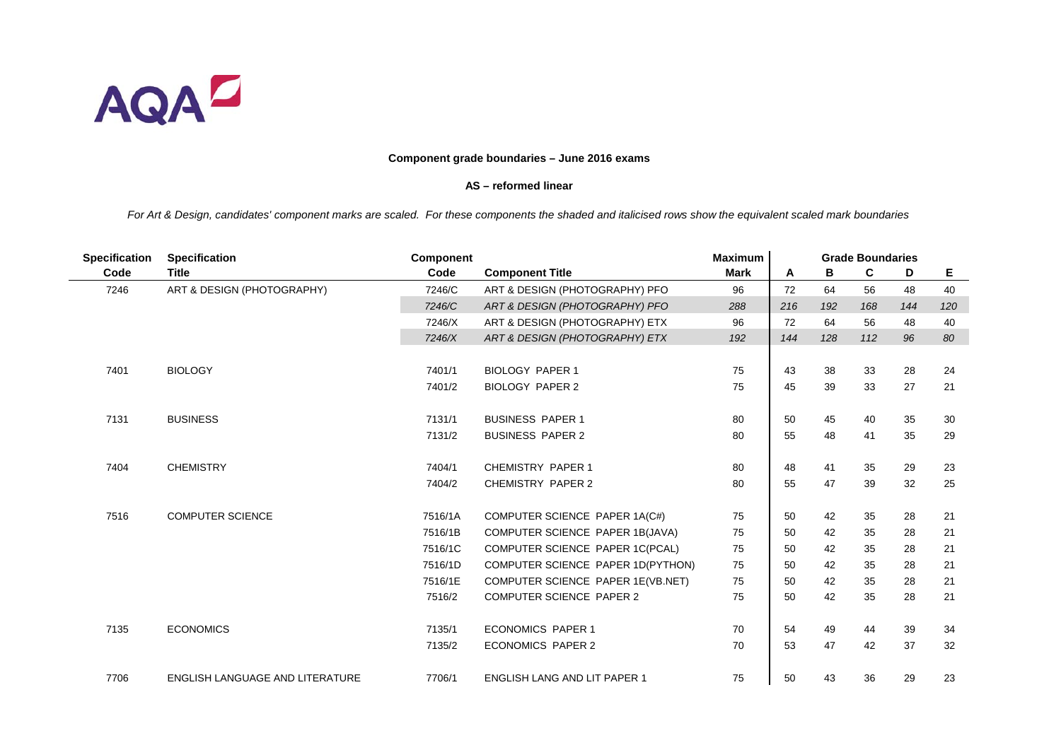AQA

**Component grade boundaries – June 2016 exams**

**AS – reformed linear**

*For Art & Design, candidates' component marks are scaled. For these components the shaded and italicised rows show the equivalent scaled mark boundaries*

| Specification Code | Specification Title | Component Code | Component Title | Maximum Mark | Grade Boundaries A | B | C | D | E |
|---|---|---|---|---|---|---|---|---|---|
| 7246 | ART & DESIGN (PHOTOGRAPHY) | 7246/C | ART & DESIGN (PHOTOGRAPHY) PFO | 96 | 72 | 64 | 56 | 48 | 40 |
| | | *7246/C* | *ART & DESIGN (PHOTOGRAPHY) PFO* | *288* | *216* | *192* | *168* | *144* | *120* |
| | | 7246/X | ART & DESIGN (PHOTOGRAPHY) ETX | 96 | 72 | 64 | 56 | 48 | 40 |
| | | *7246/X* | *ART & DESIGN (PHOTOGRAPHY) ETX* | *192* | *144* | *128* | *112* | *96* | *80* |
| 7401 | BIOLOGY | 7401/1 | BIOLOGY PAPER 1 | 75 | 43 | 38 | 33 | 28 | 24 |
| | | 7401/2 | BIOLOGY PAPER 2 | 75 | 45 | 39 | 33 | 27 | 21 |
| 7131 | BUSINESS | 7131/1 | BUSINESS PAPER 1 | 80 | 50 | 45 | 40 | 35 | 30 |
| | | 7131/2 | BUSINESS PAPER 2 | 80 | 55 | 48 | 41 | 35 | 29 |
| 7404 | CHEMISTRY | 7404/1 | CHEMISTRY PAPER 1 | 80 | 48 | 41 | 35 | 29 | 23 |
| | | 7404/2 | CHEMISTRY PAPER 2 | 80 | 55 | 47 | 39 | 32 | 25 |
| 7516 | COMPUTER SCIENCE | 7516/1A | COMPUTER SCIENCE PAPER 1A(C#) | 75 | 50 | 42 | 35 | 28 | 21 |
| | | 7516/1B | COMPUTER SCIENCE PAPER 1B(JAVA) | 75 | 50 | 42 | 35 | 28 | 21 |
| | | 7516/1C | COMPUTER SCIENCE PAPER 1C(PCAL) | 75 | 50 | 42 | 35 | 28 | 21 |
| | | 7516/1D | COMPUTER SCIENCE PAPER 1D(PYTHON) | 75 | 50 | 42 | 35 | 28 | 21 |
| | | 7516/1E | COMPUTER SCIENCE PAPER 1E(VB.NET) | 75 | 50 | 42 | 35 | 28 | 21 |
| | | 7516/2 | COMPUTER SCIENCE PAPER 2 | 75 | 50 | 42 | 35 | 28 | 21 |
| 7135 | ECONOMICS | 7135/1 | ECONOMICS PAPER 1 | 70 | 54 | 49 | 44 | 39 | 34 |
| | | 7135/2 | ECONOMICS PAPER 2 | 70 | 53 | 47 | 42 | 37 | 32 |
| 7706 | ENGLISH LANGUAGE AND LITERATURE | 7706/1 | ENGLISH LANG AND LIT PAPER 1 | 75 | 50 | 43 | 36 | 29 | 23 |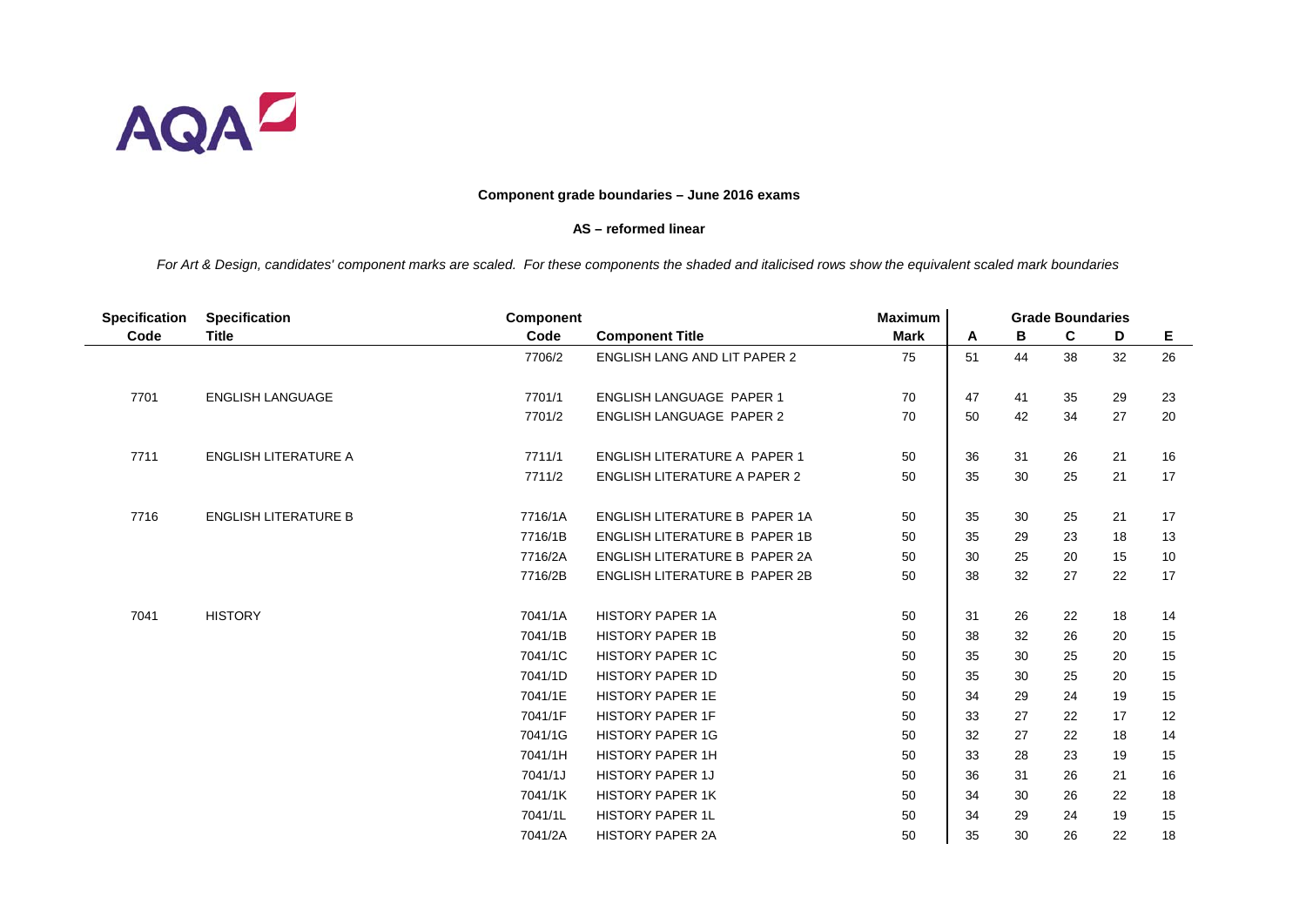**Component grade boundaries – June 2016 exams**

**AS – reformed linear**

*For Art & Design, candidates' component marks are scaled. For these components the shaded and italicised rows show the equivalent scaled mark boundaries*

| Specification Code | Specification Title | Component Code | Component Title | Maximum Mark | Grade Boundaries A | B | C | D | E |
|---|---|---|---|---|---|---|---|---|---|
| | | 7706/2 | ENGLISH LANG AND LIT PAPER 2 | 75 | 51 | 44 | 38 | 32 | 26 |
| 7701 | ENGLISH LANGUAGE | 7701/1 | ENGLISH LANGUAGE PAPER 1 | 70 | 47 | 41 | 35 | 29 | 23 |
| | | 7701/2 | ENGLISH LANGUAGE PAPER 2 | 70 | 50 | 42 | 34 | 27 | 20 |
| 7711 | ENGLISH LITERATURE A | 7711/1 | ENGLISH LITERATURE A PAPER 1 | 50 | 36 | 31 | 26 | 21 | 16 |
| | | 7711/2 | ENGLISH LITERATURE A PAPER 2 | 50 | 35 | 30 | 25 | 21 | 17 |
| 7716 | ENGLISH LITERATURE B | 7716/1A | ENGLISH LITERATURE B PAPER 1A | 50 | 35 | 30 | 25 | 21 | 17 |
| | | 7716/1B | ENGLISH LITERATURE B PAPER 1B | 50 | 35 | 29 | 23 | 18 | 13 |
| | | 7716/2A | ENGLISH LITERATURE B PAPER 2A | 50 | 30 | 25 | 20 | 15 | 10 |
| | | 7716/2B | ENGLISH LITERATURE B PAPER 2B | 50 | 38 | 32 | 27 | 22 | 17 |
| 7041 | HISTORY | 7041/1A | HISTORY PAPER 1A | 50 | 31 | 26 | 22 | 18 | 14 |
| | | 7041/1B | HISTORY PAPER 1B | 50 | 38 | 32 | 26 | 20 | 15 |
| | | 7041/1C | HISTORY PAPER 1C | 50 | 35 | 30 | 25 | 20 | 15 |
| | | 7041/1D | HISTORY PAPER 1D | 50 | 35 | 30 | 25 | 20 | 15 |
| | | 7041/1E | HISTORY PAPER 1E | 50 | 34 | 29 | 24 | 19 | 15 |
| | | 7041/1F | HISTORY PAPER 1F | 50 | 33 | 27 | 22 | 17 | 12 |
| | | 7041/1G | HISTORY PAPER 1G | 50 | 32 | 27 | 22 | 18 | 14 |
| | | 7041/1H | HISTORY PAPER 1H | 50 | 33 | 28 | 23 | 19 | 15 |
| | | 7041/1J | HISTORY PAPER 1J | 50 | 36 | 31 | 26 | 21 | 16 |
| | | 7041/1K | HISTORY PAPER 1K | 50 | 34 | 30 | 26 | 22 | 18 |
| | | 7041/1L | HISTORY PAPER 1L | 50 | 34 | 29 | 24 | 19 | 15 |
| | | 7041/2A | HISTORY PAPER 2A | 50 | 35 | 30 | 26 | 22 | 18 |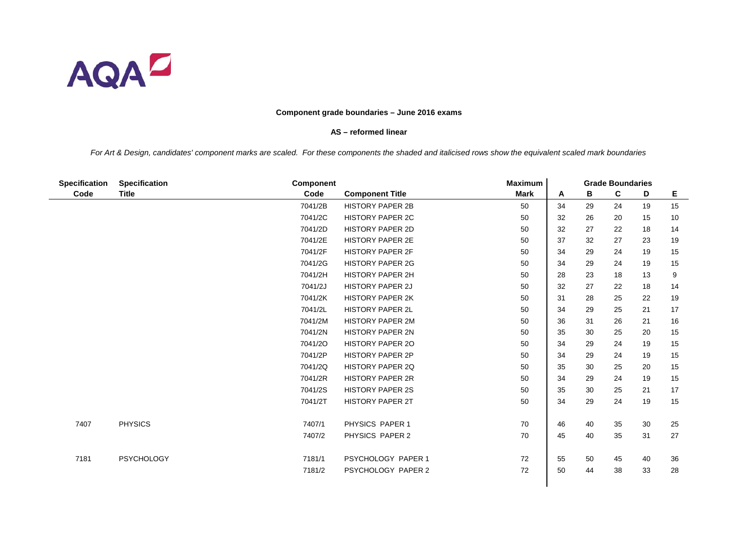AQA

**Component grade boundaries – June 2016 exams**

**AS – reformed linear**

*For Art & Design, candidates' component marks are scaled. For these components the shaded and italicised rows show the equivalent scaled mark boundaries*

| Specification Code | Specification Title | Component Code | Component Title | Maximum Mark | A | B | C | D | E |
|---|---|---|---|---|---|---|---|---|---|
| | | 7041/2B | HISTORY PAPER 2B | 50 | 34 | 29 | 24 | 19 | 15 |
| | | 7041/2C | HISTORY PAPER 2C | 50 | 32 | 26 | 20 | 15 | 10 |
| | | 7041/2D | HISTORY PAPER 2D | 50 | 32 | 27 | 22 | 18 | 14 |
| | | 7041/2E | HISTORY PAPER 2E | 50 | 37 | 32 | 27 | 23 | 19 |
| | | 7041/2F | HISTORY PAPER 2F | 50 | 34 | 29 | 24 | 19 | 15 |
| | | 7041/2G | HISTORY PAPER 2G | 50 | 34 | 29 | 24 | 19 | 15 |
| | | 7041/2H | HISTORY PAPER 2H | 50 | 28 | 23 | 18 | 13 | 9 |
| | | 7041/2J | HISTORY PAPER 2J | 50 | 32 | 27 | 22 | 18 | 14 |
| | | 7041/2K | HISTORY PAPER 2K | 50 | 31 | 28 | 25 | 22 | 19 |
| | | 7041/2L | HISTORY PAPER 2L | 50 | 34 | 29 | 25 | 21 | 17 |
| | | 7041/2M | HISTORY PAPER 2M | 50 | 36 | 31 | 26 | 21 | 16 |
| | | 7041/2N | HISTORY PAPER 2N | 50 | 35 | 30 | 25 | 20 | 15 |
| | | 7041/2O | HISTORY PAPER 2O | 50 | 34 | 29 | 24 | 19 | 15 |
| | | 7041/2P | HISTORY PAPER 2P | 50 | 34 | 29 | 24 | 19 | 15 |
| | | 7041/2Q | HISTORY PAPER 2Q | 50 | 35 | 30 | 25 | 20 | 15 |
| | | 7041/2R | HISTORY PAPER 2R | 50 | 34 | 29 | 24 | 19 | 15 |
| | | 7041/2S | HISTORY PAPER 2S | 50 | 35 | 30 | 25 | 21 | 17 |
| | | 7041/2T | HISTORY PAPER 2T | 50 | 34 | 29 | 24 | 19 | 15 |
| 7407 | PHYSICS | 7407/1 | PHYSICS PAPER 1 | 70 | 46 | 40 | 35 | 30 | 25 |
| | | 7407/2 | PHYSICS PAPER 2 | 70 | 45 | 40 | 35 | 31 | 27 |
| 7181 | PSYCHOLOGY | 7181/1 | PSYCHOLOGY PAPER 1 | 72 | 55 | 50 | 45 | 40 | 36 |
| | | 7181/2 | PSYCHOLOGY PAPER 2 | 72 | 50 | 44 | 38 | 33 | 28 |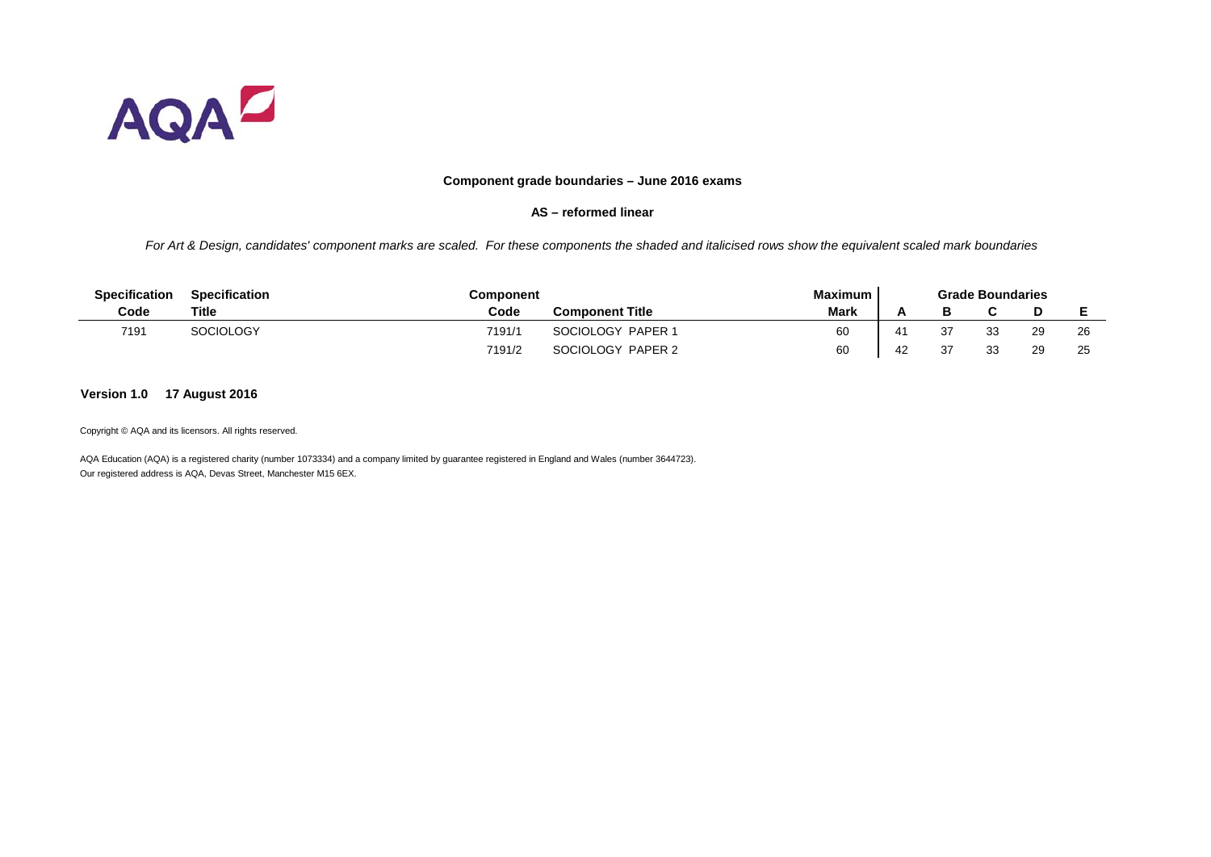**Component grade boundaries – June 2016 exams**

**AS – reformed linear**

*For Art & Design, candidates' component marks are scaled. For these components the shaded and italicised rows show the equivalent scaled mark boundaries*

| Specification Code | Specification Title | Component Code | Component Title | Maximum Mark | Grade Boundaries A | B | C | D | E |
|---|---|---|---|---|---|---|---|---|---|
| 7191 | SOCIOLOGY | 7191/1 | SOCIOLOGY PAPER 1 | 60 | 41 | 37 | 33 | 29 | 26 |
| | | 7191/2 | SOCIOLOGY PAPER 2 | 60 | 42 | 37 | 33 | 29 | 25 |

**Version 1.0 17 August 2016**

Copyright © AQA and its licensors. All rights reserved.

AQA Education (AQA) is a registered charity (number 1073334) and a company limited by guarantee registered in England and Wales (number 3644723).
Our registered address is AQA, Devas Street, Manchester M15 6EX.